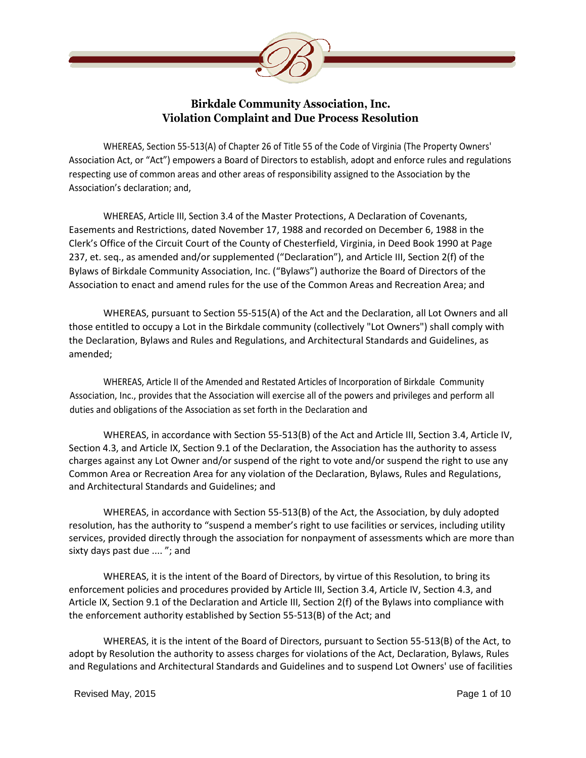# Birkdale Community Association, Inc.
# Violation Complaint and Due Process Resolution

WHEREAS, Section 55-513(A) of Chapter 26 of Title 55 of the Code of Virginia (The Property Owners' Association Act, or "Act") empowers a Board of Directors to establish, adopt and enforce rules and regulations respecting use of common areas and other areas of responsibility assigned to the Association by the Association's declaration; and,

WHEREAS, Article III, Section 3.4 of the Master Protections, A Declaration of Covenants, Easements and Restrictions, dated November 17, 1988 and recorded on December 6, 1988 in the Clerk's Office of the Circuit Court of the County of Chesterfield, Virginia, in Deed Book 1990 at Page 237, et. seq., as amended and/or supplemented ("Declaration"), and Article III, Section 2(f) of the Bylaws of Birkdale Community Association, Inc. ("Bylaws") authorize the Board of Directors of the Association to enact and amend rules for the use of the Common Areas and Recreation Area; and

WHEREAS, pursuant to Section 55-515(A) of the Act and the Declaration, all Lot Owners and all those entitled to occupy a Lot in the Birkdale community (collectively "Lot Owners") shall comply with the Declaration, Bylaws and Rules and Regulations, and Architectural Standards and Guidelines, as amended;

WHEREAS, Article II of the Amended and Restated Articles of Incorporation of Birkdale Community Association, Inc., provides that the Association will exercise all of the powers and privileges and perform all duties and obligations of the Association as set forth in the Declaration and

WHEREAS, in accordance with Section 55-513(B) of the Act and Article III, Section 3.4, Article IV, Section 4.3, and Article IX, Section 9.1 of the Declaration, the Association has the authority to assess charges against any Lot Owner and/or suspend of the right to vote and/or suspend the right to use any Common Area or Recreation Area for any violation of the Declaration, Bylaws, Rules and Regulations, and Architectural Standards and Guidelines; and

WHEREAS, in accordance with Section 55-513(B) of the Act, the Association, by duly adopted resolution, has the authority to "suspend a member's right to use facilities or services, including utility services, provided directly through the association for nonpayment of assessments which are more than sixty days past due .... "; and

WHEREAS, it is the intent of the Board of Directors, by virtue of this Resolution, to bring its enforcement policies and procedures provided by Article III, Section 3.4, Article IV, Section 4.3, and Article IX, Section 9.1 of the Declaration and Article III, Section 2(f) of the Bylaws into compliance with the enforcement authority established by Section 55-513(B) of the Act; and

WHEREAS, it is the intent of the Board of Directors, pursuant to Section 55-513(B) of the Act, to adopt by Resolution the authority to assess charges for violations of the Act, Declaration, Bylaws, Rules and Regulations and Architectural Standards and Guidelines and to suspend Lot Owners' use of facilities

Revised May, 2015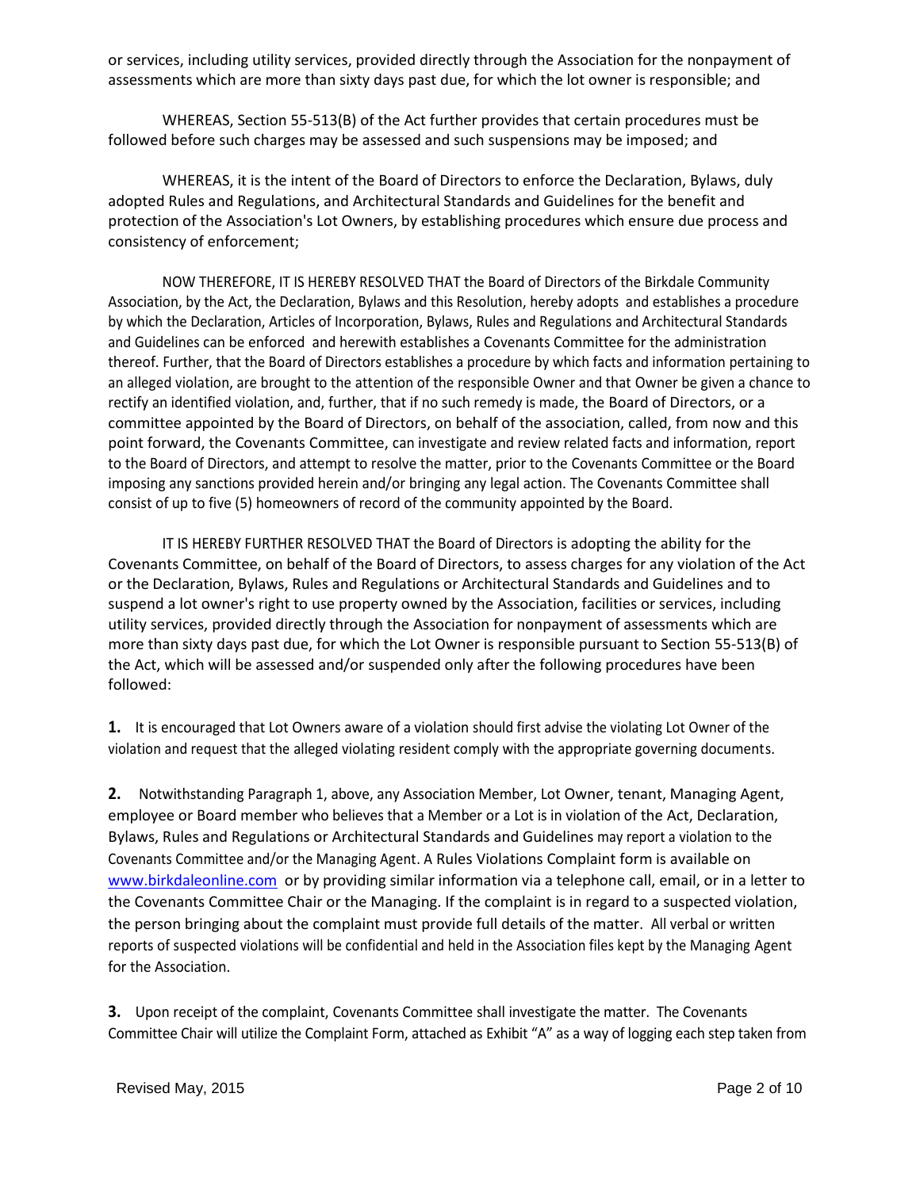or services, including utility services, provided directly through the Association for the nonpayment of assessments which are more than sixty days past due, for which the lot owner is responsible; and

WHEREAS, Section 55-513(B) of the Act further provides that certain procedures must be followed before such charges may be assessed and such suspensions may be imposed; and

WHEREAS, it is the intent of the Board of Directors to enforce the Declaration, Bylaws, duly adopted Rules and Regulations, and Architectural Standards and Guidelines for the benefit and protection of the Association's Lot Owners, by establishing procedures which ensure due process and consistency of enforcement;

NOW THEREFORE, IT IS HEREBY RESOLVED THAT the Board of Directors of the Birkdale Community Association, by the Act, the Declaration, Bylaws and this Resolution, hereby adopts and establishes a procedure by which the Declaration, Articles of Incorporation, Bylaws, Rules and Regulations and Architectural Standards and Guidelines can be enforced and herewith establishes a Covenants Committee for the administration thereof. Further, that the Board of Directors establishes a procedure by which facts and information pertaining to an alleged violation, are brought to the attention of the responsible Owner and that Owner be given a chance to rectify an identified violation, and, further, that if no such remedy is made, the Board of Directors, or a committee appointed by the Board of Directors, on behalf of the association, called, from now and this point forward, the Covenants Committee, can investigate and review related facts and information, report to the Board of Directors, and attempt to resolve the matter, prior to the Covenants Committee or the Board imposing any sanctions provided herein and/or bringing any legal action. The Covenants Committee shall consist of up to five (5) homeowners of record of the community appointed by the Board.

IT IS HEREBY FURTHER RESOLVED THAT the Board of Directors is adopting the ability for the Covenants Committee, on behalf of the Board of Directors, to assess charges for any violation of the Act or the Declaration, Bylaws, Rules and Regulations or Architectural Standards and Guidelines and to suspend a lot owner's right to use property owned by the Association, facilities or services, including utility services, provided directly through the Association for nonpayment of assessments which are more than sixty days past due, for which the Lot Owner is responsible pursuant to Section 55-513(B) of the Act, which will be assessed and/or suspended only after the following procedures have been followed:

**1.** It is encouraged that Lot Owners aware of a violation should first advise the violating Lot Owner of the violation and request that the alleged violating resident comply with the appropriate governing documents.

**2.** Notwithstanding Paragraph 1, above, any Association Member, Lot Owner, tenant, Managing Agent, employee or Board member who believes that a Member or a Lot is in violation of the Act, Declaration, Bylaws, Rules and Regulations or Architectural Standards and Guidelines may report a violation to the Covenants Committee and/or the Managing Agent. A Rules Violations Complaint form is available on www.birkdaleonline.com or by providing similar information via a telephone call, email, or in a letter to the Covenants Committee Chair or the Managing. If the complaint is in regard to a suspected violation, the person bringing about the complaint must provide full details of the matter. All verbal or written reports of suspected violations will be confidential and held in the Association files kept by the Managing Agent for the Association.

**3.** Upon receipt of the complaint, Covenants Committee shall investigate the matter. The Covenants Committee Chair will utilize the Complaint Form, attached as Exhibit "A" as a way of logging each step taken from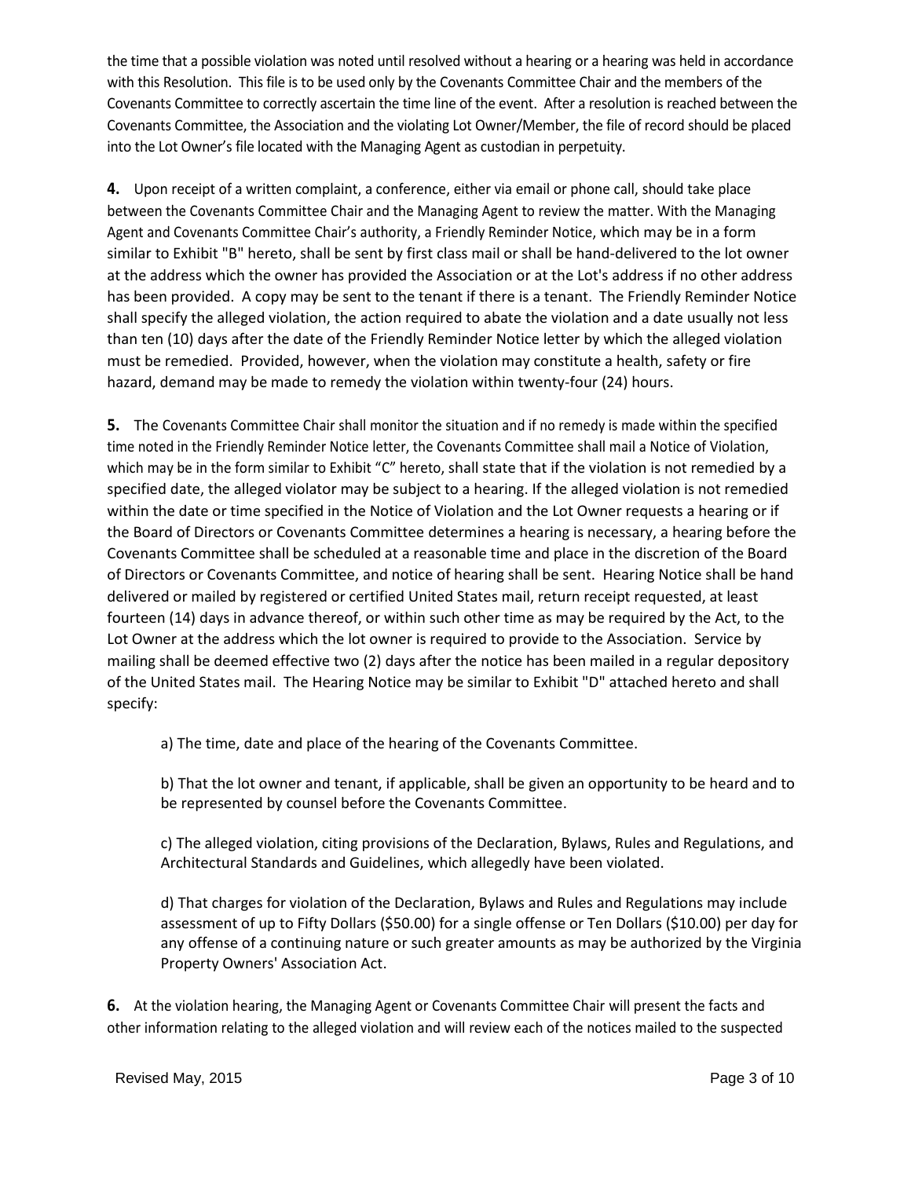the time that a possible violation was noted until resolved without a hearing or a hearing was held in accordance with this Resolution. This file is to be used only by the Covenants Committee Chair and the members of the Covenants Committee to correctly ascertain the time line of the event. After a resolution is reached between the Covenants Committee, the Association and the violating Lot Owner/Member, the file of record should be placed into the Lot Owner's file located with the Managing Agent as custodian in perpetuity.

**4.** Upon receipt of a written complaint, a conference, either via email or phone call, should take place between the Covenants Committee Chair and the Managing Agent to review the matter. With the Managing Agent and Covenants Committee Chair's authority, a Friendly Reminder Notice, which may be in a form similar to Exhibit "B" hereto, shall be sent by first class mail or shall be hand-delivered to the lot owner at the address which the owner has provided the Association or at the Lot's address if no other address has been provided. A copy may be sent to the tenant if there is a tenant. The Friendly Reminder Notice shall specify the alleged violation, the action required to abate the violation and a date usually not less than ten (10) days after the date of the Friendly Reminder Notice letter by which the alleged violation must be remedied. Provided, however, when the violation may constitute a health, safety or fire hazard, demand may be made to remedy the violation within twenty-four (24) hours.

**5.** The Covenants Committee Chair shall monitor the situation and if no remedy is made within the specified time noted in the Friendly Reminder Notice letter, the Covenants Committee shall mail a Notice of Violation, which may be in the form similar to Exhibit "C" hereto, shall state that if the violation is not remedied by a specified date, the alleged violator may be subject to a hearing. If the alleged violation is not remedied within the date or time specified in the Notice of Violation and the Lot Owner requests a hearing or if the Board of Directors or Covenants Committee determines a hearing is necessary, a hearing before the Covenants Committee shall be scheduled at a reasonable time and place in the discretion of the Board of Directors or Covenants Committee, and notice of hearing shall be sent. Hearing Notice shall be hand delivered or mailed by registered or certified United States mail, return receipt requested, at least fourteen (14) days in advance thereof, or within such other time as may be required by the Act, to the Lot Owner at the address which the lot owner is required to provide to the Association. Service by mailing shall be deemed effective two (2) days after the notice has been mailed in a regular depository of the United States mail. The Hearing Notice may be similar to Exhibit "D" attached hereto and shall specify:

a) The time, date and place of the hearing of the Covenants Committee.

b) That the lot owner and tenant, if applicable, shall be given an opportunity to be heard and to be represented by counsel before the Covenants Committee.

c) The alleged violation, citing provisions of the Declaration, Bylaws, Rules and Regulations, and Architectural Standards and Guidelines, which allegedly have been violated.

d) That charges for violation of the Declaration, Bylaws and Rules and Regulations may include assessment of up to Fifty Dollars ($50.00) for a single offense or Ten Dollars ($10.00) per day for any offense of a continuing nature or such greater amounts as may be authorized by the Virginia Property Owners' Association Act.

**6.** At the violation hearing, the Managing Agent or Covenants Committee Chair will present the facts and other information relating to the alleged violation and will review each of the notices mailed to the suspected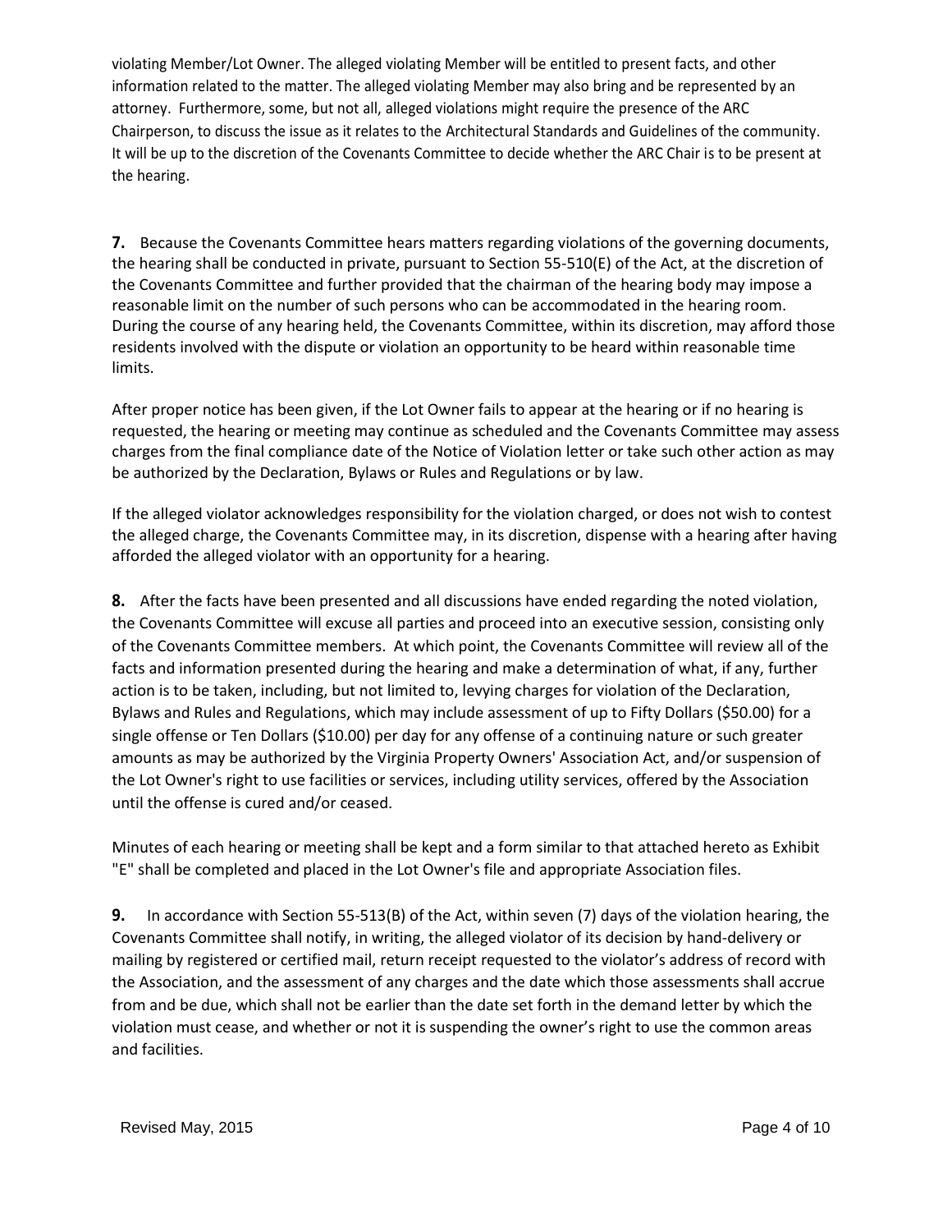violating Member/Lot Owner. The alleged violating Member will be entitled to present facts, and other information related to the matter. The alleged violating Member may also bring and be represented by an attorney. Furthermore, some, but not all, alleged violations might require the presence of the ARC Chairperson, to discuss the issue as it relates to the Architectural Standards and Guidelines of the community. It will be up to the discretion of the Covenants Committee to decide whether the ARC Chair is to be present at the hearing.

**7.** Because the Covenants Committee hears matters regarding violations of the governing documents, the hearing shall be conducted in private, pursuant to Section 55-510(E) of the Act, at the discretion of the Covenants Committee and further provided that the chairman of the hearing body may impose a reasonable limit on the number of such persons who can be accommodated in the hearing room. During the course of any hearing held, the Covenants Committee, within its discretion, may afford those residents involved with the dispute or violation an opportunity to be heard within reasonable time limits.

After proper notice has been given, if the Lot Owner fails to appear at the hearing or if no hearing is requested, the hearing or meeting may continue as scheduled and the Covenants Committee may assess charges from the final compliance date of the Notice of Violation letter or take such other action as may be authorized by the Declaration, Bylaws or Rules and Regulations or by law.

If the alleged violator acknowledges responsibility for the violation charged, or does not wish to contest the alleged charge, the Covenants Committee may, in its discretion, dispense with a hearing after having afforded the alleged violator with an opportunity for a hearing.

**8.** After the facts have been presented and all discussions have ended regarding the noted violation, the Covenants Committee will excuse all parties and proceed into an executive session, consisting only of the Covenants Committee members. At which point, the Covenants Committee will review all of the facts and information presented during the hearing and make a determination of what, if any, further action is to be taken, including, but not limited to, levying charges for violation of the Declaration, Bylaws and Rules and Regulations, which may include assessment of up to Fifty Dollars ($50.00) for a single offense or Ten Dollars ($10.00) per day for any offense of a continuing nature or such greater amounts as may be authorized by the Virginia Property Owners' Association Act, and/or suspension of the Lot Owner's right to use facilities or services, including utility services, offered by the Association until the offense is cured and/or ceased.

Minutes of each hearing or meeting shall be kept and a form similar to that attached hereto as Exhibit "E" shall be completed and placed in the Lot Owner's file and appropriate Association files.

**9.** In accordance with Section 55-513(B) of the Act, within seven (7) days of the violation hearing, the Covenants Committee shall notify, in writing, the alleged violator of its decision by hand-delivery or mailing by registered or certified mail, return receipt requested to the violator's address of record with the Association, and the assessment of any charges and the date which those assessments shall accrue from and be due, which shall not be earlier than the date set forth in the demand letter by which the violation must cease, and whether or not it is suspending the owner's right to use the common areas and facilities.

Revised May, 2015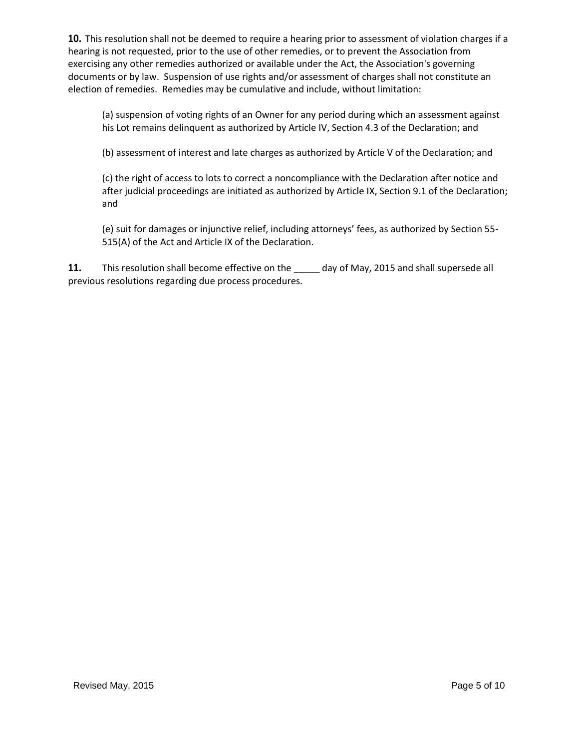**10.** This resolution shall not be deemed to require a hearing prior to assessment of violation charges if a hearing is not requested, prior to the use of other remedies, or to prevent the Association from exercising any other remedies authorized or available under the Act, the Association's governing documents or by law. Suspension of use rights and/or assessment of charges shall not constitute an election of remedies. Remedies may be cumulative and include, without limitation:

(a) suspension of voting rights of an Owner for any period during which an assessment against his Lot remains delinquent as authorized by Article IV, Section 4.3 of the Declaration; and

(b) assessment of interest and late charges as authorized by Article V of the Declaration; and

(c) the right of access to lots to correct a noncompliance with the Declaration after notice and after judicial proceedings are initiated as authorized by Article IX, Section 9.1 of the Declaration; and

(e) suit for damages or injunctive relief, including attorneys' fees, as authorized by Section 55-515(A) of the Act and Article IX of the Declaration.

**11.** This resolution shall become effective on the _____ day of May, 2015 and shall supersede all previous resolutions regarding due process procedures.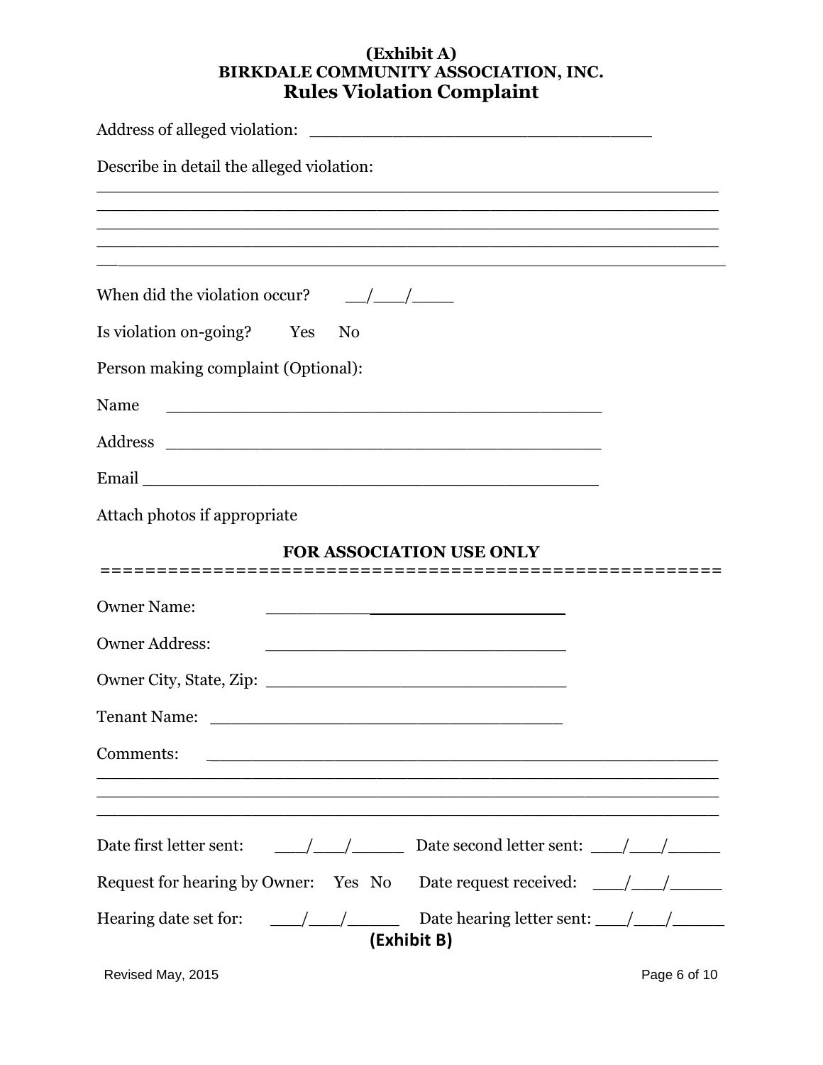**(Exhibit A)**
**BIRKDALE COMMUNITY ASSOCIATION, INC.**
## Rules Violation Complaint

Address of alleged violation: ________________________________

Describe in detail the alleged violation:
____________________________________________________________
____________________________________________________________
____________________________________________________________
____________________________________________________________
____________________________________________________________

When did the violation occur? __/___/____

Is violation on-going? Yes No

Person making complaint (Optional):

Name ________________________________________

Address ________________________________________

Email ___________________________________________

Attach photos if appropriate

**FOR ASSOCIATION USE ONLY**

===================================================

Owner Name: ____________________________

Owner Address: ____________________________

Owner City, State, Zip: ____________________________

Tenant Name: __________________________________

Comments: ______________________________________________
____________________________________________________________
____________________________________________________________
____________________________________________________________

Date first letter sent: ___/___/_____ Date second letter sent: ___/___/_____

Request for hearing by Owner: Yes No Date request received: ___/___/_____

Hearing date set for: ___/___/_____ Date hearing letter sent: ___/___/_____

**(Exhibit B)**

Revised May, 2015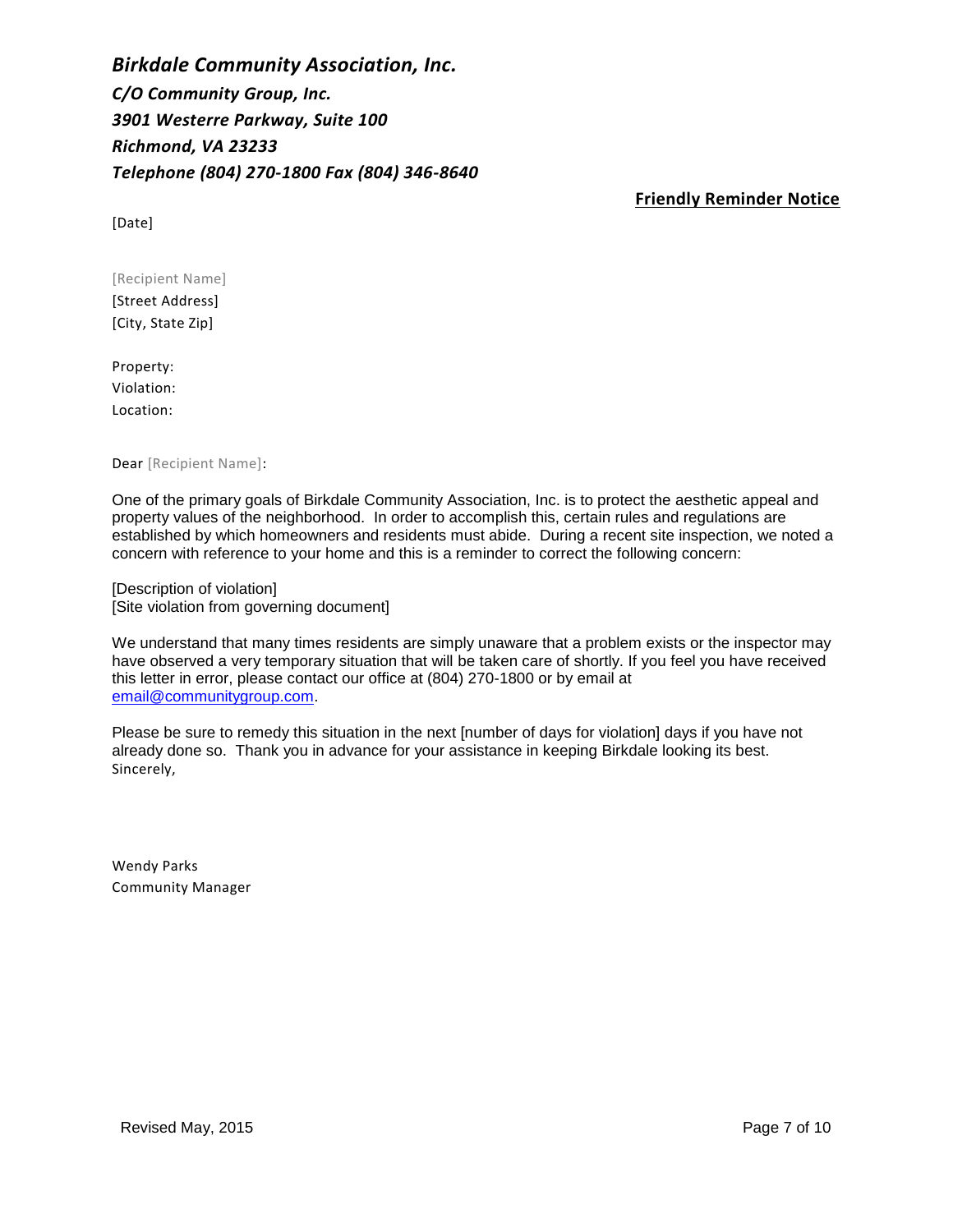***Birkdale Community Association, Inc.***

***C/O Community Group, Inc.***

***3901 Westerre Parkway, Suite 100***

***Richmond, VA 23233***

***Telephone (804) 270-1800 Fax (804) 346-8640***

**Friendly Reminder Notice**

[Date]

[Recipient Name]
[Street Address]
[City, State Zip]

Property:
Violation:
Location:

Dear [Recipient Name]:

One of the primary goals of Birkdale Community Association, Inc. is to protect the aesthetic appeal and property values of the neighborhood. In order to accomplish this, certain rules and regulations are established by which homeowners and residents must abide. During a recent site inspection, we noted a concern with reference to your home and this is a reminder to correct the following concern:

[Description of violation]
[Site violation from governing document]

We understand that many times residents are simply unaware that a problem exists or the inspector may have observed a very temporary situation that will be taken care of shortly. If you feel you have received this letter in error, please contact our office at (804) 270-1800 or by email at email@communitygroup.com.

Please be sure to remedy this situation in the next [number of days for violation] days if you have not already done so. Thank you in advance for your assistance in keeping Birkdale looking its best.
Sincerely,

Wendy Parks
Community Manager

Revised May, 2015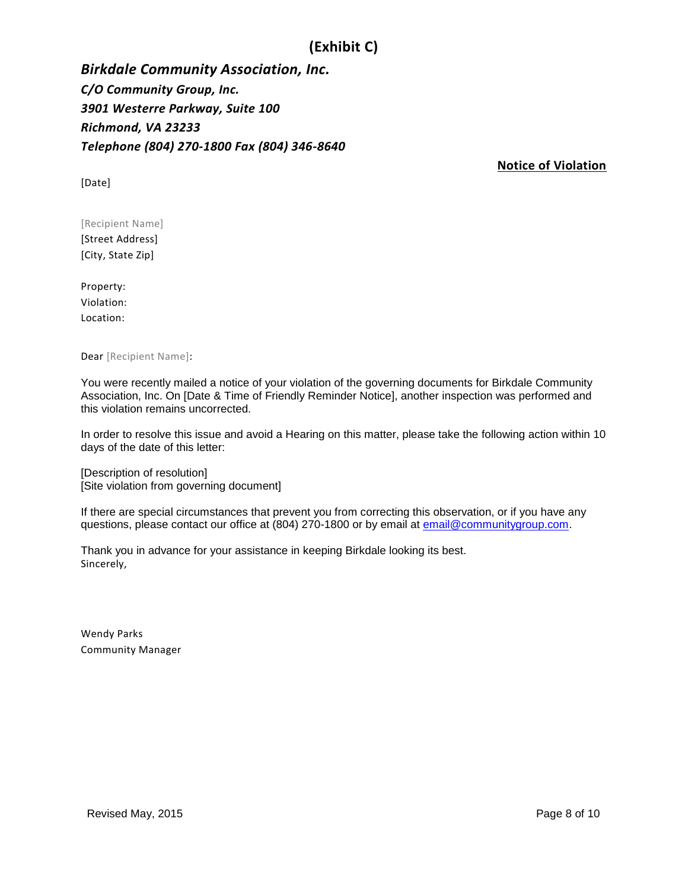# (Exhibit C)

***Birkdale Community Association, Inc.***
***C/O Community Group, Inc.***
***3901 Westerre Parkway, Suite 100***
***Richmond, VA 23233***
***Telephone (804) 270-1800 Fax (804) 346-8640***

**Notice of Violation**

[Date]

[Recipient Name]
[Street Address]
[City, State Zip]

Property:
Violation:
Location:

Dear [Recipient Name]:

You were recently mailed a notice of your violation of the governing documents for Birkdale Community Association, Inc. On [Date & Time of Friendly Reminder Notice], another inspection was performed and this violation remains uncorrected.

In order to resolve this issue and avoid a Hearing on this matter, please take the following action within 10 days of the date of this letter:

[Description of resolution]
[Site violation from governing document]

If there are special circumstances that prevent you from correcting this observation, or if you have any questions, please contact our office at (804) 270-1800 or by email at email@communitygroup.com.

Thank you in advance for your assistance in keeping Birkdale looking its best.
Sincerely,

Wendy Parks
Community Manager

Revised May, 2015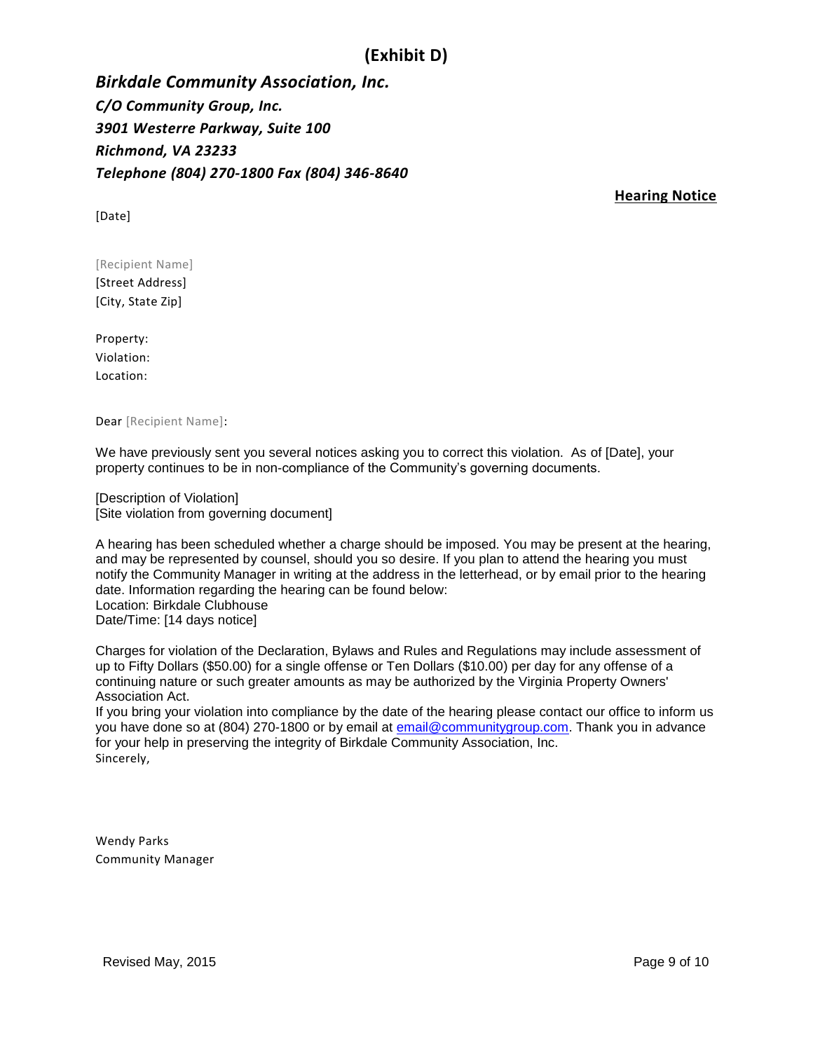## (Exhibit D)

***Birkdale Community Association, Inc.***
***C/O Community Group, Inc.***
***3901 Westerre Parkway, Suite 100***
***Richmond, VA 23233***
***Telephone (804) 270-1800 Fax (804) 346-8640***

**Hearing Notice**

[Date]

[Recipient Name]
[Street Address]
[City, State Zip]

Property:
Violation:
Location:

Dear [Recipient Name]:

We have previously sent you several notices asking you to correct this violation. As of [Date], your property continues to be in non-compliance of the Community's governing documents.

[Description of Violation]
[Site violation from governing document]

A hearing has been scheduled whether a charge should be imposed. You may be present at the hearing, and may be represented by counsel, should you so desire. If you plan to attend the hearing you must notify the Community Manager in writing at the address in the letterhead, or by email prior to the hearing date. Information regarding the hearing can be found below:
Location: Birkdale Clubhouse
Date/Time: [14 days notice]

Charges for violation of the Declaration, Bylaws and Rules and Regulations may include assessment of up to Fifty Dollars ($50.00) for a single offense or Ten Dollars ($10.00) per day for any offense of a continuing nature or such greater amounts as may be authorized by the Virginia Property Owners' Association Act.
If you bring your violation into compliance by the date of the hearing please contact our office to inform us you have done so at (804) 270-1800 or by email at email@communitygroup.com. Thank you in advance for your help in preserving the integrity of Birkdale Community Association, Inc.
Sincerely,

Wendy Parks
Community Manager

Revised May, 2015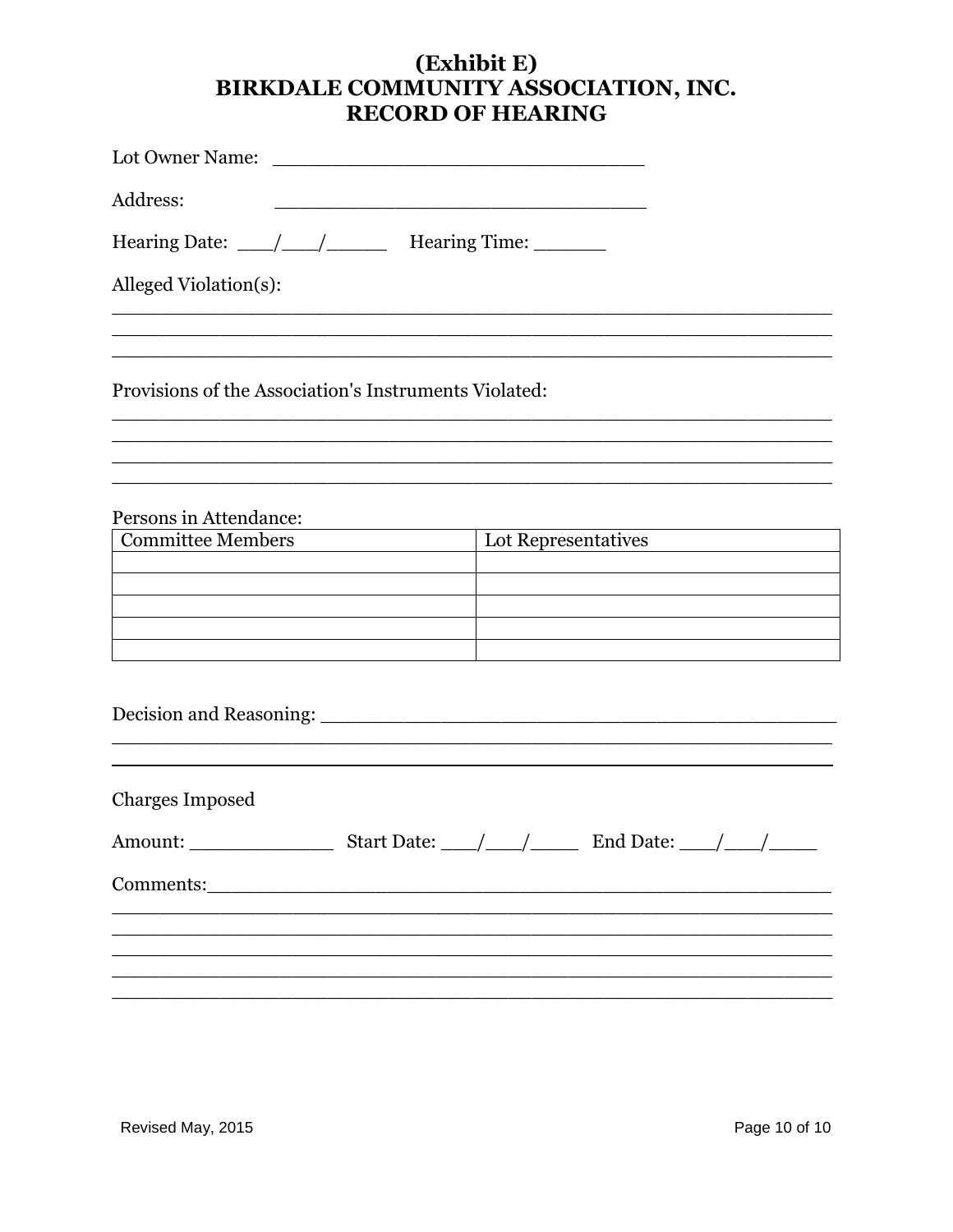# (Exhibit E)
# BIRKDALE COMMUNITY ASSOCIATION, INC.
# RECORD OF HEARING

Lot Owner Name: _______________________________

Address: _______________________________

Hearing Date: ___/___/_____ Hearing Time: ______

Alleged Violation(s):

____________________________________________________________
____________________________________________________________
____________________________________________________________

Provisions of the Association's Instruments Violated:

____________________________________________________________
____________________________________________________________
____________________________________________________________
____________________________________________________________

Persons in Attendance:

| Committee Members | Lot Representatives |
|---|---|
| | |
| | |
| | |
| | |
| | |

Decision and Reasoning: ____________________________________________
____________________________________________________________
____________________________________________________________

Charges Imposed

Amount: ____________ Start Date: ___/___/____ End Date: ___/___/____

Comments:__________________________________________________
____________________________________________________________
____________________________________________________________
____________________________________________________________
____________________________________________________________
____________________________________________________________

Revised May, 2015